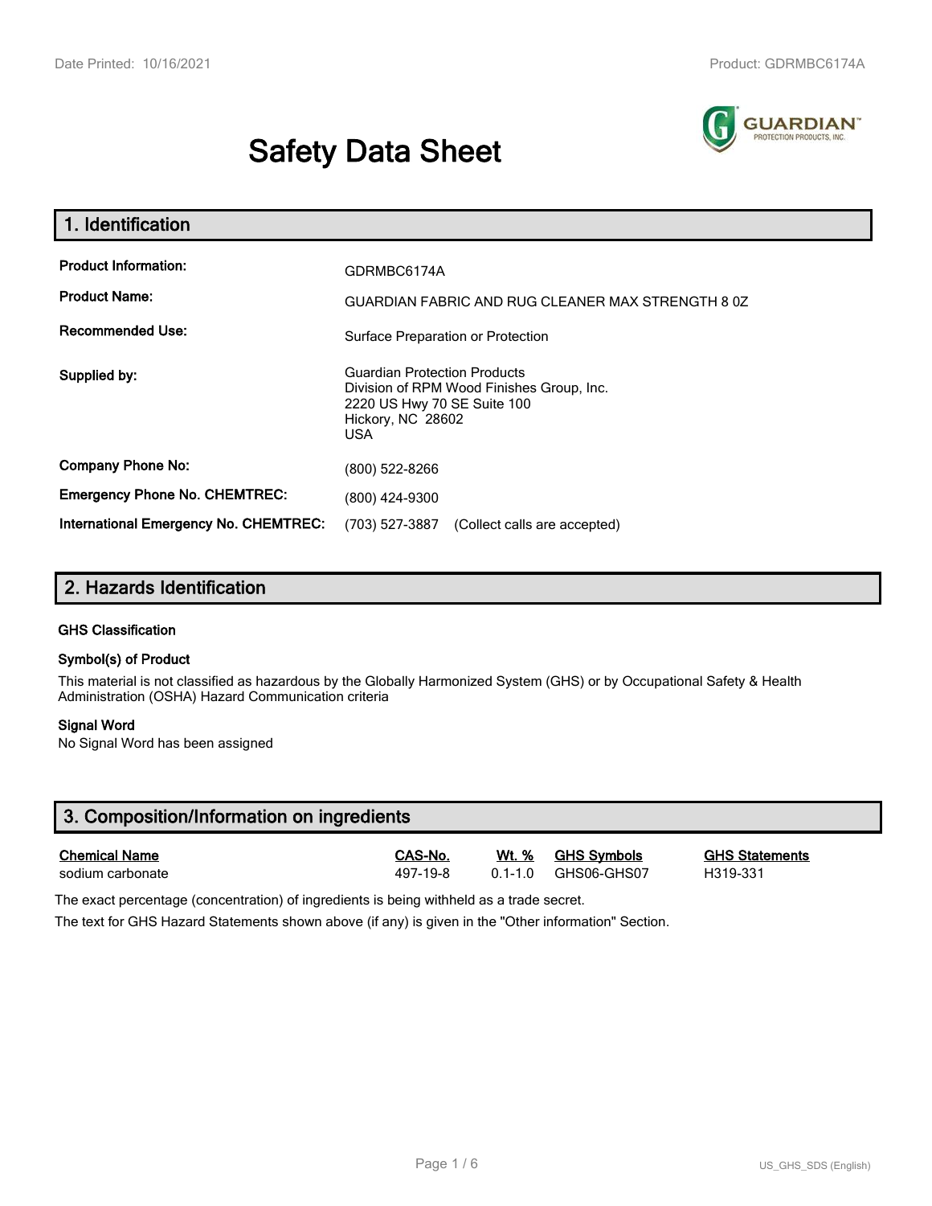# Safety Data Sheet

## 1. Identification

| | |
|---|---|
| **Product Information:** | GDRMBC6174A |
| **Product Name:** | GUARDIAN FABRIC AND RUG CLEANER MAX STRENGTH 8 0Z |
| **Recommended Use:** | Surface Preparation or Protection |
| **Supplied by:** | Guardian Protection Products<br>Division of RPM Wood Finishes Group, Inc.<br>2220 US Hwy 70 SE Suite 100<br>Hickory, NC 28602<br>USA |
| **Company Phone No:** | (800) 522-8266 |
| **Emergency Phone No. CHEMTREC:** | (800) 424-9300 |
| **International Emergency No. CHEMTREC:** | (703) 527-3887 (Collect calls are accepted) |

## 2. Hazards Identification

### GHS Classification

### Symbol(s) of Product

This material is not classified as hazardous by the Globally Harmonized System (GHS) or by Occupational Safety & Health Administration (OSHA) Hazard Communication criteria

### Signal Word

No Signal Word has been assigned

## 3. Composition/Information on ingredients

| Chemical Name | CAS-No. | Wt. % | GHS Symbols | GHS Statements |
|---|---|---|---|---|
| sodium carbonate | 497-19-8 | 0.1-1.0 | GHS06-GHS07 | H319-331 |

The exact percentage (concentration) of ingredients is being withheld as a trade secret.

The text for GHS Hazard Statements shown above (if any) is given in the "Other information" Section.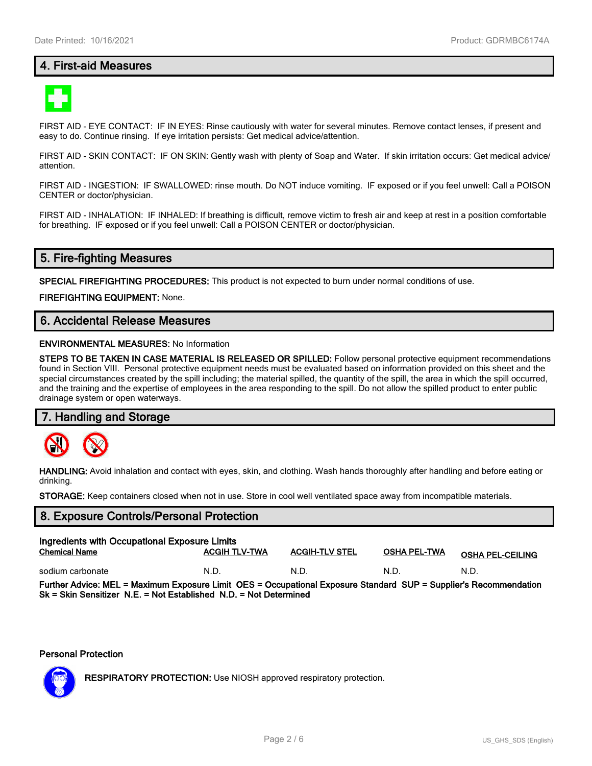## 4. First-aid Measures

FIRST AID - EYE CONTACT: IF IN EYES: Rinse cautiously with water for several minutes. Remove contact lenses, if present and easy to do. Continue rinsing. If eye irritation persists: Get medical advice/attention.

FIRST AID - SKIN CONTACT: IF ON SKIN: Gently wash with plenty of Soap and Water. If skin irritation occurs: Get medical advice/ attention.

FIRST AID - INGESTION: IF SWALLOWED: rinse mouth. Do NOT induce vomiting. IF exposed or if you feel unwell: Call a POISON CENTER or doctor/physician.

FIRST AID - INHALATION: IF INHALED: If breathing is difficult, remove victim to fresh air and keep at rest in a position comfortable for breathing. IF exposed or if you feel unwell: Call a POISON CENTER or doctor/physician.

## 5. Fire-fighting Measures

**SPECIAL FIREFIGHTING PROCEDURES:** This product is not expected to burn under normal conditions of use.

**FIREFIGHTING EQUIPMENT:** None.

## 6. Accidental Release Measures

**ENVIRONMENTAL MEASURES:** No Information

**STEPS TO BE TAKEN IN CASE MATERIAL IS RELEASED OR SPILLED:** Follow personal protective equipment recommendations found in Section VIII. Personal protective equipment needs must be evaluated based on information provided on this sheet and the special circumstances created by the spill including; the material spilled, the quantity of the spill, the area in which the spill occurred, and the training and the expertise of employees in the area responding to the spill. Do not allow the spilled product to enter public drainage system or open waterways.

## 7. Handling and Storage

**HANDLING:** Avoid inhalation and contact with eyes, skin, and clothing. Wash hands thoroughly after handling and before eating or drinking.

**STORAGE:** Keep containers closed when not in use. Store in cool well ventilated space away from incompatible materials.

## 8. Exposure Controls/Personal Protection

**Ingredients with Occupational Exposure Limits**

| Chemical Name | ACGIH TLV-TWA | ACGIH-TLV STEL | OSHA PEL-TWA | OSHA PEL-CEILING |
|---|---|---|---|---|
| sodium carbonate | N.D. | N.D. | N.D. | N.D. |

**Further Advice: MEL = Maximum Exposure Limit OES = Occupational Exposure Standard SUP = Supplier's Recommendation Sk = Skin Sensitizer N.E. = Not Established N.D. = Not Determined**

**Personal Protection**

**RESPIRATORY PROTECTION:** Use NIOSH approved respiratory protection.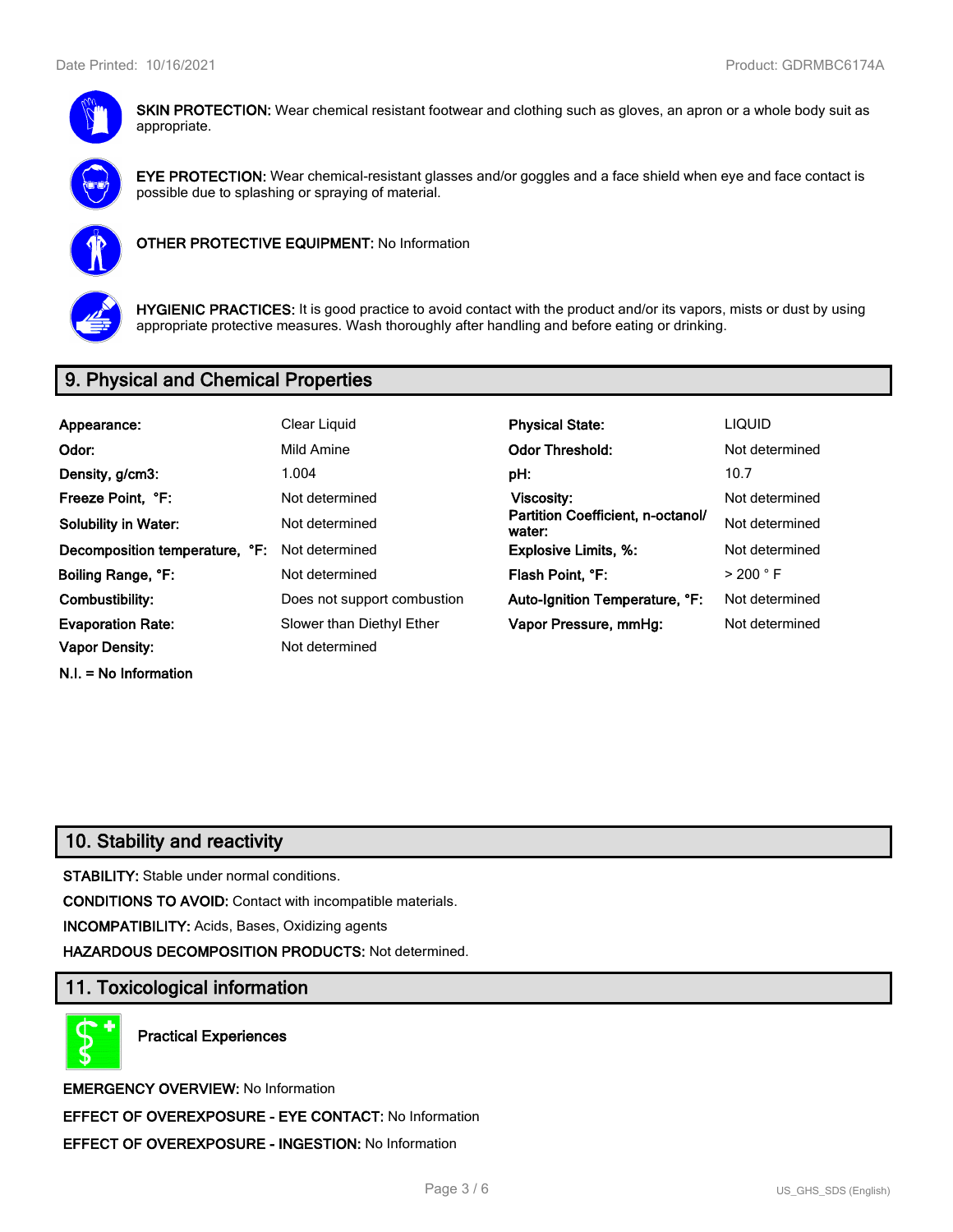**SKIN PROTECTION:** Wear chemical resistant footwear and clothing such as gloves, an apron or a whole body suit as appropriate.

**EYE PROTECTION:** Wear chemical-resistant glasses and/or goggles and a face shield when eye and face contact is possible due to splashing or spraying of material.

**OTHER PROTECTIVE EQUIPMENT:** No Information

**HYGIENIC PRACTICES:** It is good practice to avoid contact with the product and/or its vapors, mists or dust by using appropriate protective measures. Wash thoroughly after handling and before eating or drinking.

## 9. Physical and Chemical Properties

| | | | |
|---|---|---|---|
| **Appearance:** | Clear Liquid | **Physical State:** | LIQUID |
| **Odor:** | Mild Amine | **Odor Threshold:** | Not determined |
| **Density, g/cm3:** | 1.004 | **pH:** | 10.7 |
| **Freeze Point, °F:** | Not determined | **Viscosity:** | Not determined |
| **Solubility in Water:** | Not determined | **Partition Coefficient, n-octanol/ water:** | Not determined |
| **Decomposition temperature, °F:** | Not determined | **Explosive Limits, %:** | Not determined |
| **Boiling Range, °F:** | Not determined | **Flash Point, °F:** | > 200 ° F |
| **Combustibility:** | Does not support combustion | **Auto-Ignition Temperature, °F:** | Not determined |
| **Evaporation Rate:** | Slower than Diethyl Ether | **Vapor Pressure, mmHg:** | Not determined |
| **Vapor Density:** | Not determined | | |

**N.I. = No Information**

## 10. Stability and reactivity

**STABILITY:** Stable under normal conditions.

**CONDITIONS TO AVOID:** Contact with incompatible materials.

**INCOMPATIBILITY:** Acids, Bases, Oxidizing agents

**HAZARDOUS DECOMPOSITION PRODUCTS:** Not determined.

## 11. Toxicological information

**Practical Experiences**

**EMERGENCY OVERVIEW:** No Information

**EFFECT OF OVEREXPOSURE - EYE CONTACT:** No Information

**EFFECT OF OVEREXPOSURE - INGESTION:** No Information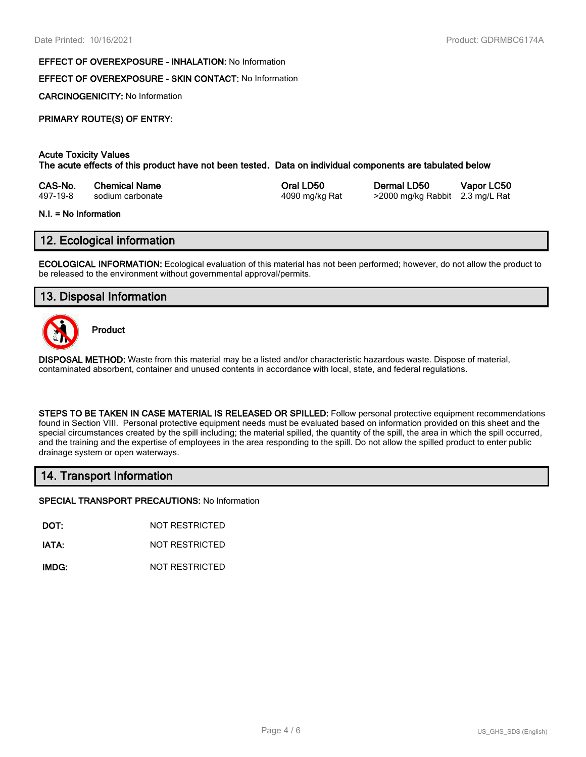**EFFECT OF OVEREXPOSURE - INHALATION:** No Information

**EFFECT OF OVEREXPOSURE - SKIN CONTACT:** No Information

**CARCINOGENICITY:** No Information

**PRIMARY ROUTE(S) OF ENTRY:**

**Acute Toxicity Values**
**The acute effects of this product have not been tested. Data on individual components are tabulated below**

| CAS-No. | Chemical Name | Oral LD50 | Dermal LD50 | Vapor LC50 |
|---|---|---|---|---|
| 497-19-8 | sodium carbonate | 4090 mg/kg Rat | >2000 mg/kg Rabbit | 2.3 mg/L Rat |

**N.I. = No Information**

## 12. Ecological information

**ECOLOGICAL INFORMATION:** Ecological evaluation of this material has not been performed; however, do not allow the product to be released to the environment without governmental approval/permits.

## 13. Disposal Information

**Product**

**DISPOSAL METHOD:** Waste from this material may be a listed and/or characteristic hazardous waste. Dispose of material, contaminated absorbent, container and unused contents in accordance with local, state, and federal regulations.

**STEPS TO BE TAKEN IN CASE MATERIAL IS RELEASED OR SPILLED:** Follow personal protective equipment recommendations found in Section VIII. Personal protective equipment needs must be evaluated based on information provided on this sheet and the special circumstances created by the spill including; the material spilled, the quantity of the spill, the area in which the spill occurred, and the training and the expertise of employees in the area responding to the spill. Do not allow the spilled product to enter public drainage system or open waterways.

## 14. Transport Information

**SPECIAL TRANSPORT PRECAUTIONS:** No Information

**DOT:** NOT RESTRICTED

**IATA:** NOT RESTRICTED

**IMDG:** NOT RESTRICTED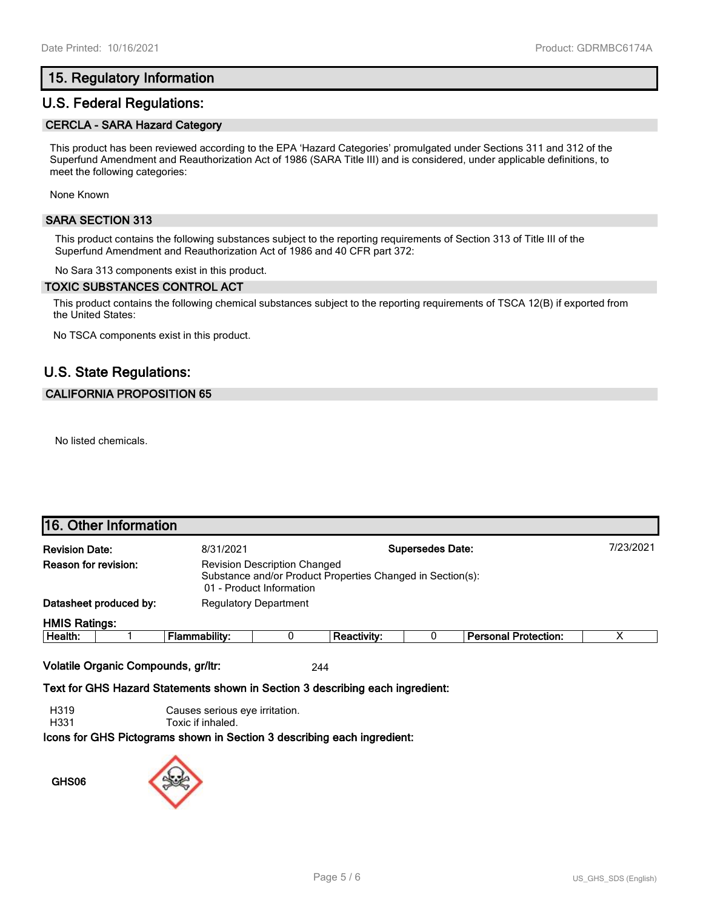## 15. Regulatory Information

## U.S. Federal Regulations:

### CERCLA - SARA Hazard Category

This product has been reviewed according to the EPA 'Hazard Categories' promulgated under Sections 311 and 312 of the Superfund Amendment and Reauthorization Act of 1986 (SARA Title III) and is considered, under applicable definitions, to meet the following categories:

None Known

### SARA SECTION 313

This product contains the following substances subject to the reporting requirements of Section 313 of Title III of the Superfund Amendment and Reauthorization Act of 1986 and 40 CFR part 372:

No Sara 313 components exist in this product.

### TOXIC SUBSTANCES CONTROL ACT

This product contains the following chemical substances subject to the reporting requirements of TSCA 12(B) if exported from the United States:

No TSCA components exist in this product.

## U.S. State Regulations:

### CALIFORNIA PROPOSITION 65

No listed chemicals.

## 16. Other Information

**Revision Date:** 8/31/2021 **Supersedes Date:** 7/23/2021

**Reason for revision:** Revision Description Changed
Substance and/or Product Properties Changed in Section(s):
01 - Product Information

**Datasheet produced by:** Regulatory Department

**HMIS Ratings:**

| Health: | 1 | Flammability: | 0 | Reactivity: | 0 | Personal Protection: | X |
|---|---|---|---|---|---|---|---|

**Volatile Organic Compounds, gr/ltr:** 244

**Text for GHS Hazard Statements shown in Section 3 describing each ingredient:**

H319 Causes serious eye irritation.
H331 Toxic if inhaled.

**Icons for GHS Pictograms shown in Section 3 describing each ingredient:**

GHS06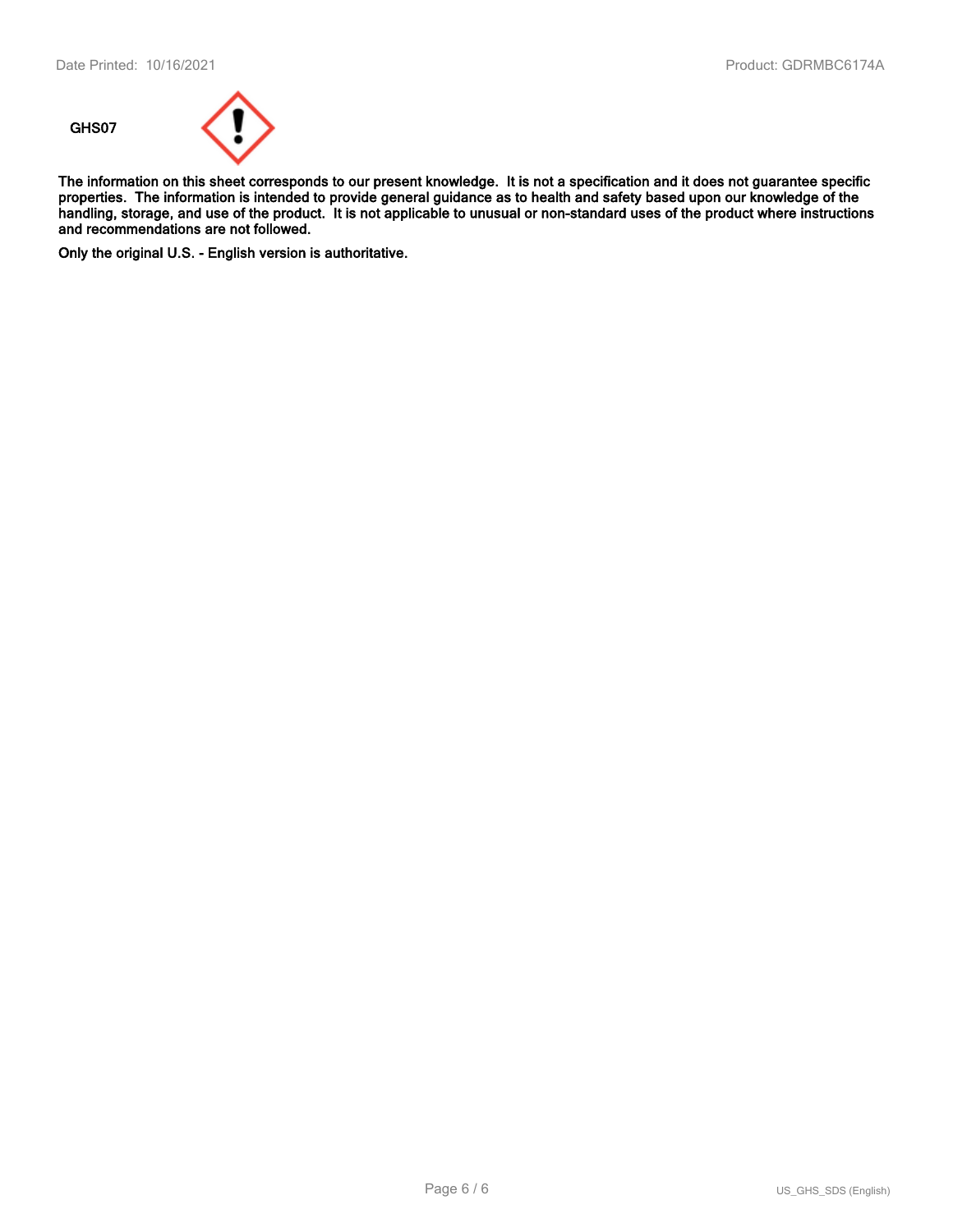**GHS07**

**The information on this sheet corresponds to our present knowledge. It is not a specification and it does not guarantee specific properties. The information is intended to provide general guidance as to health and safety based upon our knowledge of the handling, storage, and use of the product. It is not applicable to unusual or non-standard uses of the product where instructions and recommendations are not followed.**

**Only the original U.S. - English version is authoritative.**